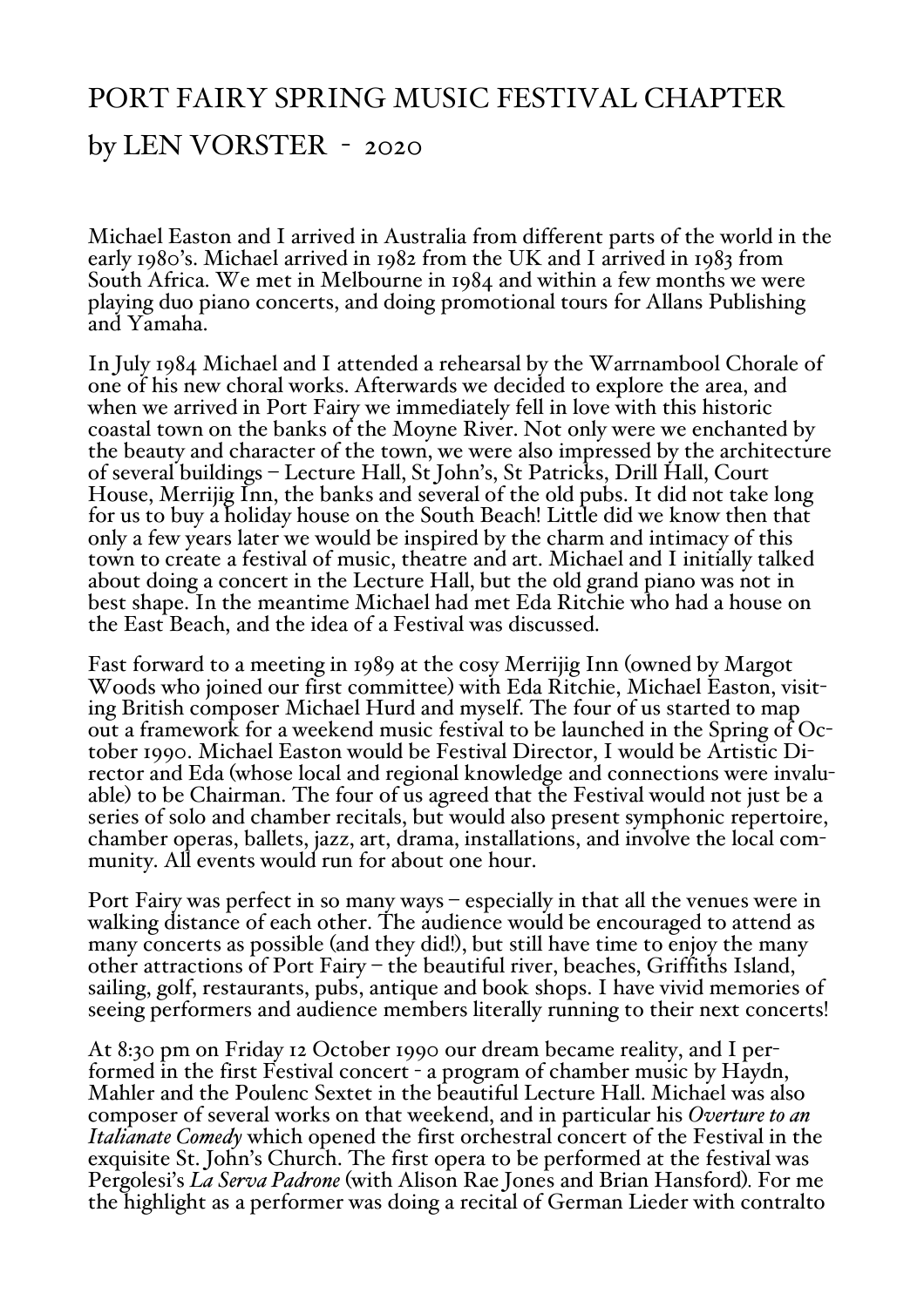# PORT FAIRY SPRING MUSIC FESTIVAL CHAPTER
## by LEN VORSTER - 2020

Michael Easton and I arrived in Australia from different parts of the world in the early 1980's. Michael arrived in 1982 from the UK and I arrived in 1983 from South Africa. We met in Melbourne in 1984 and within a few months we were playing duo piano concerts, and doing promotional tours for Allans Publishing and Yamaha.

In July 1984 Michael and I attended a rehearsal by the Warrnambool Chorale of one of his new choral works. Afterwards we decided to explore the area, and when we arrived in Port Fairy we immediately fell in love with this historic coastal town on the banks of the Moyne River. Not only were we enchanted by the beauty and character of the town, we were also impressed by the architecture of several buildings – Lecture Hall, St John's, St Patricks, Drill Hall, Court House, Merrijig Inn, the banks and several of the old pubs. It did not take long for us to buy a holiday house on the South Beach! Little did we know then that only a few years later we would be inspired by the charm and intimacy of this town to create a festival of music, theatre and art. Michael and I initially talked about doing a concert in the Lecture Hall, but the old grand piano was not in best shape. In the meantime Michael had met Eda Ritchie who had a house on the East Beach, and the idea of a Festival was discussed.

Fast forward to a meeting in 1989 at the cosy Merrijig Inn (owned by Margot Woods who joined our first committee) with Eda Ritchie, Michael Easton, visiting British composer Michael Hurd and myself. The four of us started to map out a framework for a weekend music festival to be launched in the Spring of October 1990. Michael Easton would be Festival Director, I would be Artistic Director and Eda (whose local and regional knowledge and connections were invaluable) to be Chairman. The four of us agreed that the Festival would not just be a series of solo and chamber recitals, but would also present symphonic repertoire, chamber operas, ballets, jazz, art, drama, installations, and involve the local community. All events would run for about one hour.

Port Fairy was perfect in so many ways – especially in that all the venues were in walking distance of each other. The audience would be encouraged to attend as many concerts as possible (and they did!), but still have time to enjoy the many other attractions of Port Fairy – the beautiful river, beaches, Griffiths Island, sailing, golf, restaurants, pubs, antique and book shops. I have vivid memories of seeing performers and audience members literally running to their next concerts!

At 8:30 pm on Friday 12 October 1990 our dream became reality, and I performed in the first Festival concert - a program of chamber music by Haydn, Mahler and the Poulenc Sextet in the beautiful Lecture Hall. Michael was also composer of several works on that weekend, and in particular his *Overture to an Italianate Comedy* which opened the first orchestral concert of the Festival in the exquisite St. John's Church. The first opera to be performed at the festival was Pergolesi's *La Serva Padrone* (with Alison Rae Jones and Brian Hansford). For me the highlight as a performer was doing a recital of German Lieder with contralto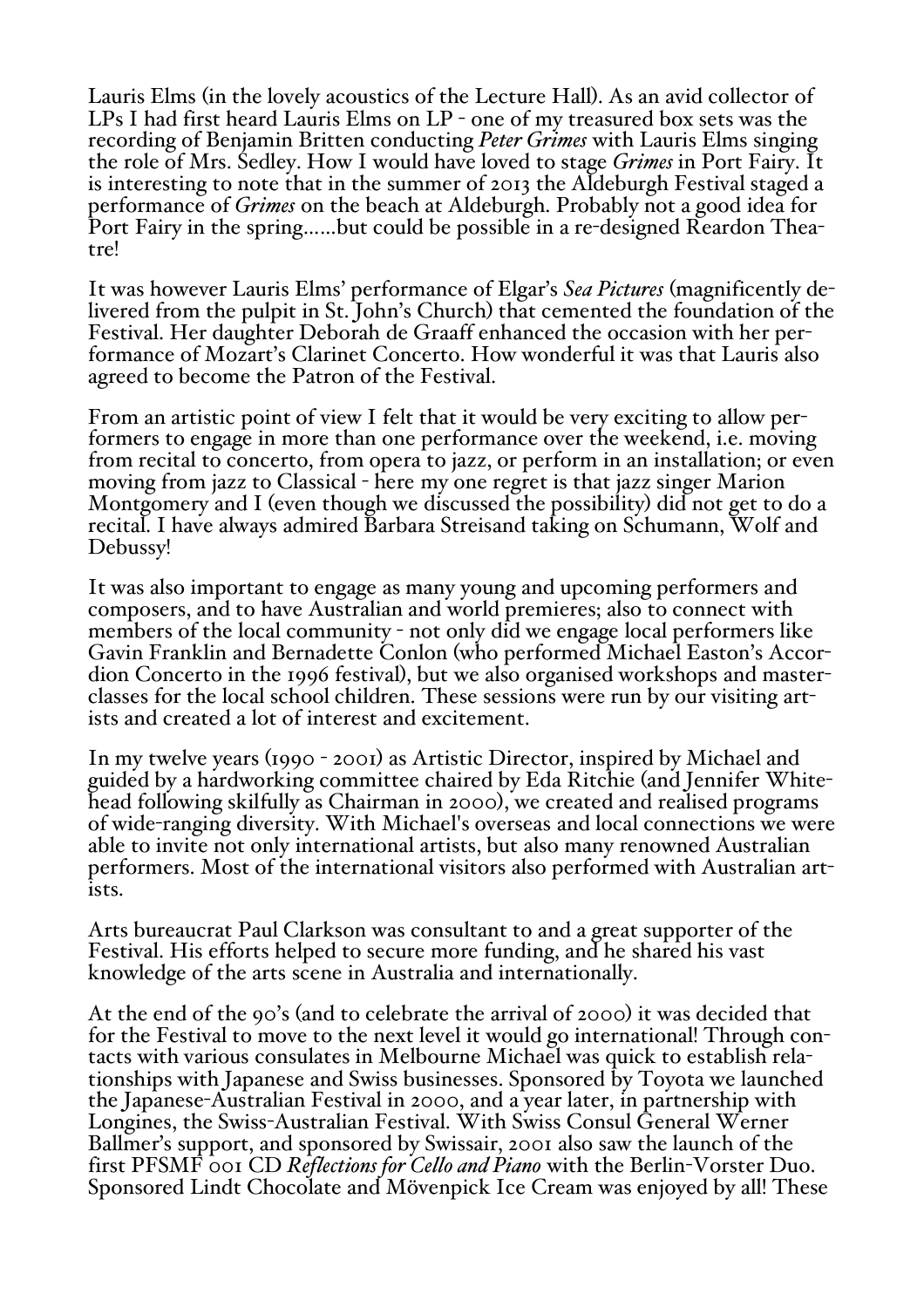Lauris Elms (in the lovely acoustics of the Lecture Hall). As an avid collector of LPs I had first heard Lauris Elms on LP - one of my treasured box sets was the recording of Benjamin Britten conducting *Peter Grimes* with Lauris Elms singing the role of Mrs. Sedley. How I would have loved to stage *Grimes* in Port Fairy. It is interesting to note that in the summer of 2013 the Aldeburgh Festival staged a performance of *Grimes* on the beach at Aldeburgh. Probably not a good idea for Port Fairy in the spring......but could be possible in a re-designed Reardon Theatre!

It was however Lauris Elms' performance of Elgar's *Sea Pictures* (magnificently delivered from the pulpit in St. John's Church) that cemented the foundation of the Festival. Her daughter Deborah de Graaff enhanced the occasion with her performance of Mozart's Clarinet Concerto. How wonderful it was that Lauris also agreed to become the Patron of the Festival.

From an artistic point of view I felt that it would be very exciting to allow performers to engage in more than one performance over the weekend, i.e. moving from recital to concerto, from opera to jazz, or perform in an installation; or even moving from jazz to Classical - here my one regret is that jazz singer Marion Montgomery and I (even though we discussed the possibility) did not get to do a recital. I have always admired Barbara Streisand taking on Schumann, Wolf and Debussy!

It was also important to engage as many young and upcoming performers and composers, and to have Australian and world premieres; also to connect with members of the local community - not only did we engage local performers like Gavin Franklin and Bernadette Conlon (who performed Michael Easton's Accordion Concerto in the 1996 festival), but we also organised workshops and masterclasses for the local school children. These sessions were run by our visiting artists and created a lot of interest and excitement.

In my twelve years (1990 - 2001) as Artistic Director, inspired by Michael and guided by a hardworking committee chaired by Eda Ritchie (and Jennifer Whitehead following skilfully as Chairman in 2000), we created and realised programs of wide-ranging diversity. With Michael's overseas and local connections we were able to invite not only international artists, but also many renowned Australian performers. Most of the international visitors also performed with Australian artists.

Arts bureaucrat Paul Clarkson was consultant to and a great supporter of the Festival. His efforts helped to secure more funding, and he shared his vast knowledge of the arts scene in Australia and internationally.

At the end of the 90's (and to celebrate the arrival of 2000) it was decided that for the Festival to move to the next level it would go international! Through contacts with various consulates in Melbourne Michael was quick to establish relationships with Japanese and Swiss businesses. Sponsored by Toyota we launched the Japanese-Australian Festival in 2000, and a year later, in partnership with Longines, the Swiss-Australian Festival. With Swiss Consul General Werner Ballmer's support, and sponsored by Swissair, 2001 also saw the launch of the first PFSMF 001 CD *Reflections for Cello and Piano* with the Berlin-Vorster Duo. Sponsored Lindt Chocolate and Mövenpick Ice Cream was enjoyed by all! These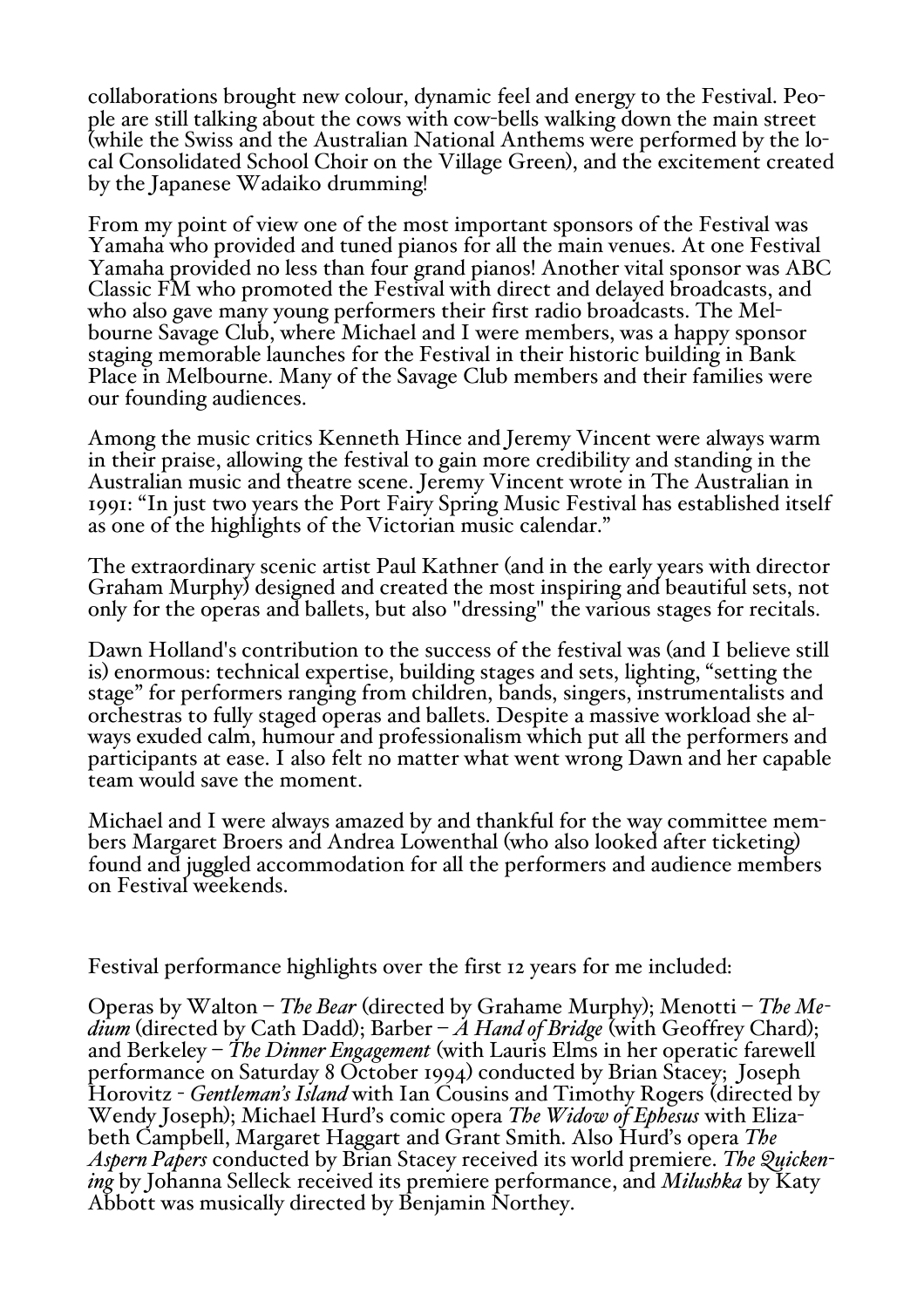collaborations brought new colour, dynamic feel and energy to the Festival. People are still talking about the cows with cow-bells walking down the main street (while the Swiss and the Australian National Anthems were performed by the local Consolidated School Choir on the Village Green), and the excitement created by the Japanese Wadaiko drumming!

From my point of view one of the most important sponsors of the Festival was Yamaha who provided and tuned pianos for all the main venues. At one Festival Yamaha provided no less than four grand pianos! Another vital sponsor was ABC Classic FM who promoted the Festival with direct and delayed broadcasts, and who also gave many young performers their first radio broadcasts. The Melbourne Savage Club, where Michael and I were members, was a happy sponsor staging memorable launches for the Festival in their historic building in Bank Place in Melbourne. Many of the Savage Club members and their families were our founding audiences.

Among the music critics Kenneth Hince and Jeremy Vincent were always warm in their praise, allowing the festival to gain more credibility and standing in the Australian music and theatre scene. Jeremy Vincent wrote in The Australian in 1991: "In just two years the Port Fairy Spring Music Festival has established itself as one of the highlights of the Victorian music calendar."

The extraordinary scenic artist Paul Kathner (and in the early years with director Graham Murphy) designed and created the most inspiring and beautiful sets, not only for the operas and ballets, but also "dressing" the various stages for recitals.

Dawn Holland's contribution to the success of the festival was (and I believe still is) enormous: technical expertise, building stages and sets, lighting, "setting the stage" for performers ranging from children, bands, singers, instrumentalists and orchestras to fully staged operas and ballets. Despite a massive workload she always exuded calm, humour and professionalism which put all the performers and participants at ease. I also felt no matter what went wrong Dawn and her capable team would save the moment.

Michael and I were always amazed by and thankful for the way committee members Margaret Broers and Andrea Lowenthal (who also looked after ticketing) found and juggled accommodation for all the performers and audience members on Festival weekends.

Festival performance highlights over the first 12 years for me included:

Operas by Walton – *The Bear* (directed by Grahame Murphy); Menotti – *The Medium* (directed by Cath Dadd); Barber – *A Hand of Bridge* (with Geoffrey Chard); and Berkeley – *The Dinner Engagement* (with Lauris Elms in her operatic farewell performance on Saturday 8 October 1994) conducted by Brian Stacey; Joseph Horovitz - *Gentleman's Island* with Ian Cousins and Timothy Rogers (directed by Wendy Joseph); Michael Hurd's comic opera *The Widow of Ephesus* with Elizabeth Campbell, Margaret Haggart and Grant Smith. Also Hurd's opera *The Aspern Papers* conducted by Brian Stacey received its world premiere. *The Quickening* by Johanna Selleck received its premiere performance, and *Milushka* by Katy Abbott was musically directed by Benjamin Northey.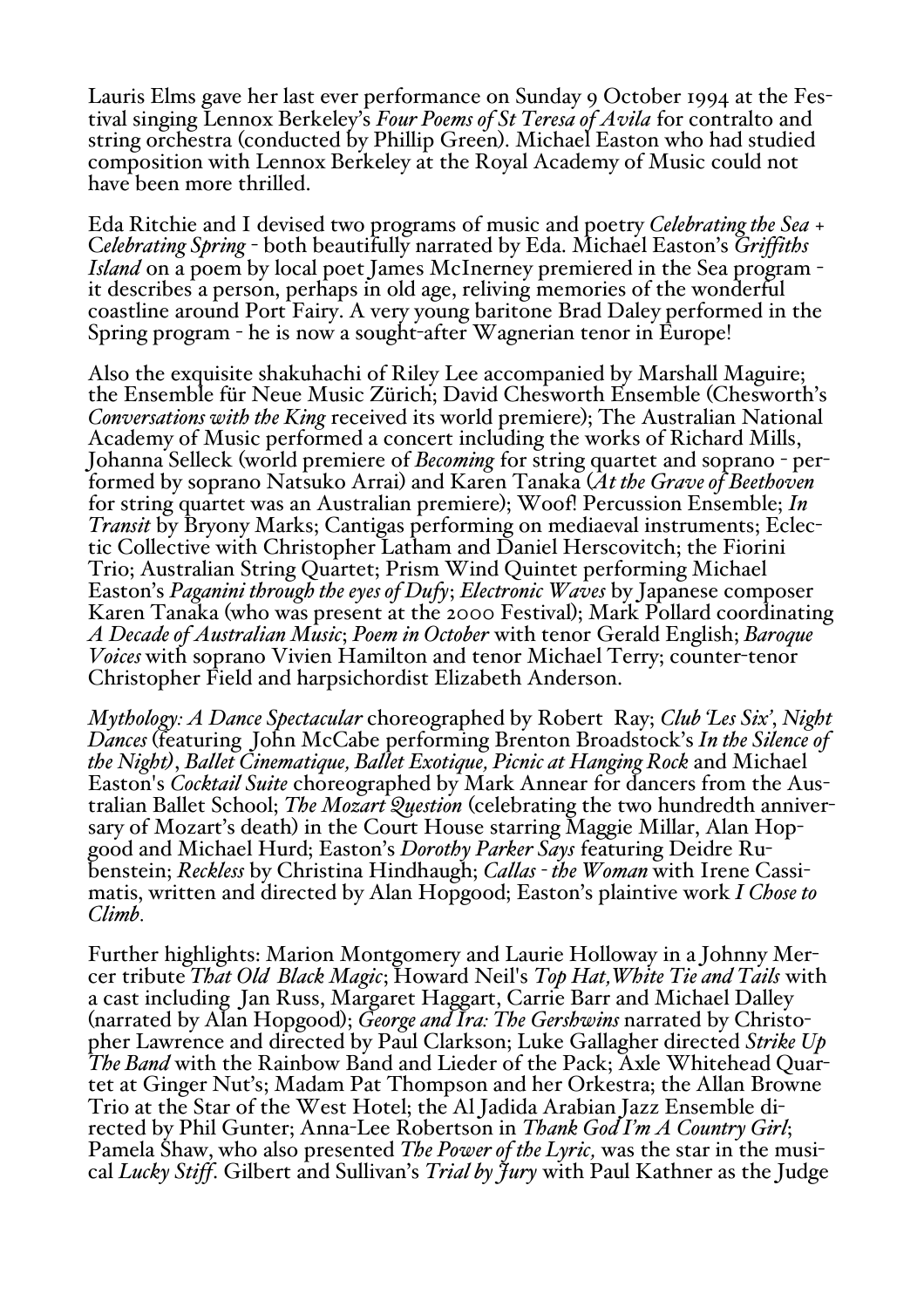Lauris Elms gave her last ever performance on Sunday 9 October 1994 at the Festival singing Lennox Berkeley's *Four Poems of St Teresa of Avila* for contralto and string orchestra (conducted by Phillip Green). Michael Easton who had studied composition with Lennox Berkeley at the Royal Academy of Music could not have been more thrilled.

Eda Ritchie and I devised two programs of music and poetry *Celebrating the Sea* + *Celebrating Spring* - both beautifully narrated by Eda. Michael Easton's *Griffiths Island* on a poem by local poet James McInerney premiered in the Sea program - it describes a person, perhaps in old age, reliving memories of the wonderful coastline around Port Fairy. A very young baritone Brad Daley performed in the Spring program - he is now a sought-after Wagnerian tenor in Europe!

Also the exquisite shakuhachi of Riley Lee accompanied by Marshall Maguire; the Ensemble für Neue Music Zürich; David Chesworth Ensemble (Chesworth's *Conversations with the King* received its world premiere); The Australian National Academy of Music performed a concert including the works of Richard Mills, Johanna Selleck (world premiere of *Becoming* for string quartet and soprano - performed by soprano Natsuko Arrai) and Karen Tanaka (*At the Grave of Beethoven* for string quartet was an Australian premiere); Woof! Percussion Ensemble; *In Transit* by Bryony Marks; Cantigas performing on mediaeval instruments; Eclectic Collective with Christopher Latham and Daniel Herscovitch; the Fiorini Trio; Australian String Quartet; Prism Wind Quintet performing Michael Easton's *Paganini through the eyes of Dufy*; *Electronic Waves* by Japanese composer Karen Tanaka (who was present at the 2000 Festival); Mark Pollard coordinating *A Decade of Australian Music*; *Poem in October* with tenor Gerald English; *Baroque Voices* with soprano Vivien Hamilton and tenor Michael Terry; counter-tenor Christopher Field and harpsichordist Elizabeth Anderson.

*Mythology: A Dance Spectacular* choreographed by Robert Ray; *Club 'Les Six'*, *Night Dances* (featuring John McCabe performing Brenton Broadstock's *In the Silence of the Night)*, *Ballet Cinematique, Ballet Exotique, Picnic at Hanging Rock* and Michael Easton's *Cocktail Suite* choreographed by Mark Annear for dancers from the Australian Ballet School; *The Mozart Question* (celebrating the two hundredth anniversary of Mozart's death) in the Court House starring Maggie Millar, Alan Hopgood and Michael Hurd; Easton's *Dorothy Parker Says* featuring Deidre Rubenstein; *Reckless* by Christina Hindhaugh; *Callas - the Woman* with Irene Cassimatis, written and directed by Alan Hopgood; Easton's plaintive work *I Chose to Climb*.

Further highlights: Marion Montgomery and Laurie Holloway in a Johnny Mercer tribute *That Old Black Magic*; Howard Neil's *Top Hat,White Tie and Tails* with a cast including Jan Russ, Margaret Haggart, Carrie Barr and Michael Dalley (narrated by Alan Hopgood); *George and Ira: The Gershwins* narrated by Christopher Lawrence and directed by Paul Clarkson; Luke Gallagher directed *Strike Up The Band* with the Rainbow Band and Lieder of the Pack; Axle Whitehead Quartet at Ginger Nut's; Madam Pat Thompson and her Orkestra; the Allan Browne Trio at the Star of the West Hotel; the Al Jadida Arabian Jazz Ensemble directed by Phil Gunter; Anna-Lee Robertson in *Thank God I'm A Country Girl*; Pamela Shaw, who also presented *The Power of the Lyric,* was the star in the musical *Lucky Stiff*. Gilbert and Sullivan's *Trial by Jury* with Paul Kathner as the Judge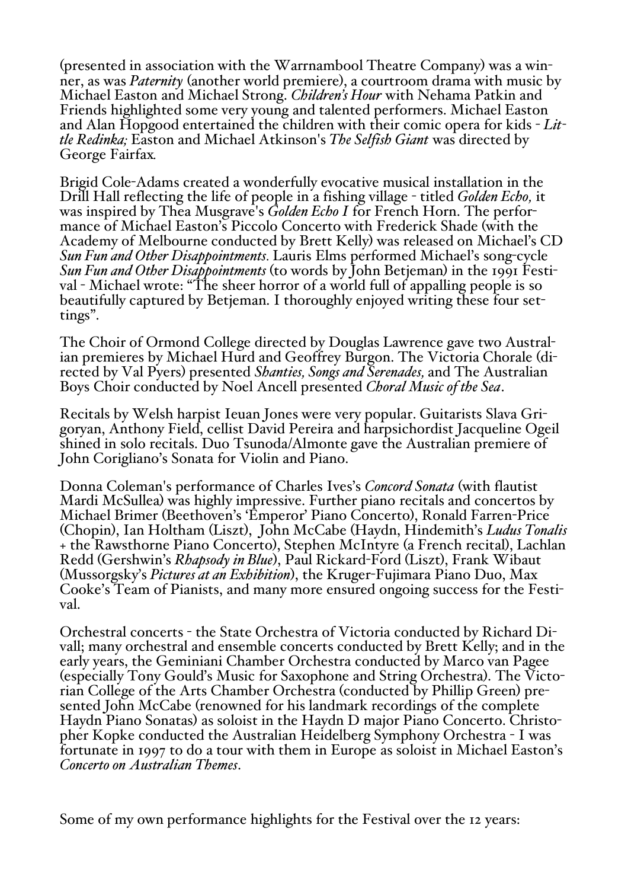(presented in association with the Warrnambool Theatre Company) was a winner, as was *Paternity* (another world premiere), a courtroom drama with music by Michael Easton and Michael Strong. *Children's Hour* with Nehama Patkin and Friends highlighted some very young and talented performers. Michael Easton and Alan Hopgood entertained the children with their comic opera for kids - *Little Redinka;* Easton and Michael Atkinson's *The Selfish Giant* was directed by George Fairfax.

Brigid Cole-Adams created a wonderfully evocative musical installation in the Drill Hall reflecting the life of people in a fishing village - titled *Golden Echo,* it was inspired by Thea Musgrave's *Golden Echo I* for French Horn. The performance of Michael Easton's Piccolo Concerto with Frederick Shade (with the Academy of Melbourne conducted by Brett Kelly) was released on Michael's CD *Sun Fun and Other Disappointments*. Lauris Elms performed Michael's song-cycle *Sun Fun and Other Disappointments* (to words by John Betjeman) in the 1991 Festival - Michael wrote: "The sheer horror of a world full of appalling people is so beautifully captured by Betjeman. I thoroughly enjoyed writing these four settings".

The Choir of Ormond College directed by Douglas Lawrence gave two Australian premieres by Michael Hurd and Geoffrey Burgon. The Victoria Chorale (directed by Val Pyers) presented *Shanties, Songs and Serenades,* and The Australian Boys Choir conducted by Noel Ancell presented *Choral Music of the Sea*.

Recitals by Welsh harpist Ieuan Jones were very popular. Guitarists Slava Grigoryan, Anthony Field, cellist David Pereira and harpsichordist Jacqueline Ogeil shined in solo recitals. Duo Tsunoda/Almonte gave the Australian premiere of John Corigliano's Sonata for Violin and Piano.

Donna Coleman's performance of Charles Ives's *Concord Sonata* (with flautist Mardi McSullea) was highly impressive. Further piano recitals and concertos by Michael Brimer (Beethoven's 'Emperor' Piano Concerto), Ronald Farren-Price (Chopin), Ian Holtham (Liszt), John McCabe (Haydn, Hindemith's *Ludus Tonalis* + the Rawsthorne Piano Concerto), Stephen McIntyre (a French recital), Lachlan Redd (Gershwin's *Rhapsody in Blue*), Paul Rickard-Ford (Liszt), Frank Wibaut (Mussorgsky's *Pictures at an Exhibition*), the Kruger-Fujimara Piano Duo, Max Cooke's Team of Pianists, and many more ensured ongoing success for the Festival.

Orchestral concerts - the State Orchestra of Victoria conducted by Richard Divall; many orchestral and ensemble concerts conducted by Brett Kelly; and in the early years, the Geminiani Chamber Orchestra conducted by Marco van Pagee (especially Tony Gould's Music for Saxophone and String Orchestra). The Victorian College of the Arts Chamber Orchestra (conducted by Phillip Green) presented John McCabe (renowned for his landmark recordings of the complete Haydn Piano Sonatas) as soloist in the Haydn D major Piano Concerto. Christopher Kopke conducted the Australian Heidelberg Symphony Orchestra - I was fortunate in 1997 to do a tour with them in Europe as soloist in Michael Easton's *Concerto on Australian Themes*.

Some of my own performance highlights for the Festival over the 12 years: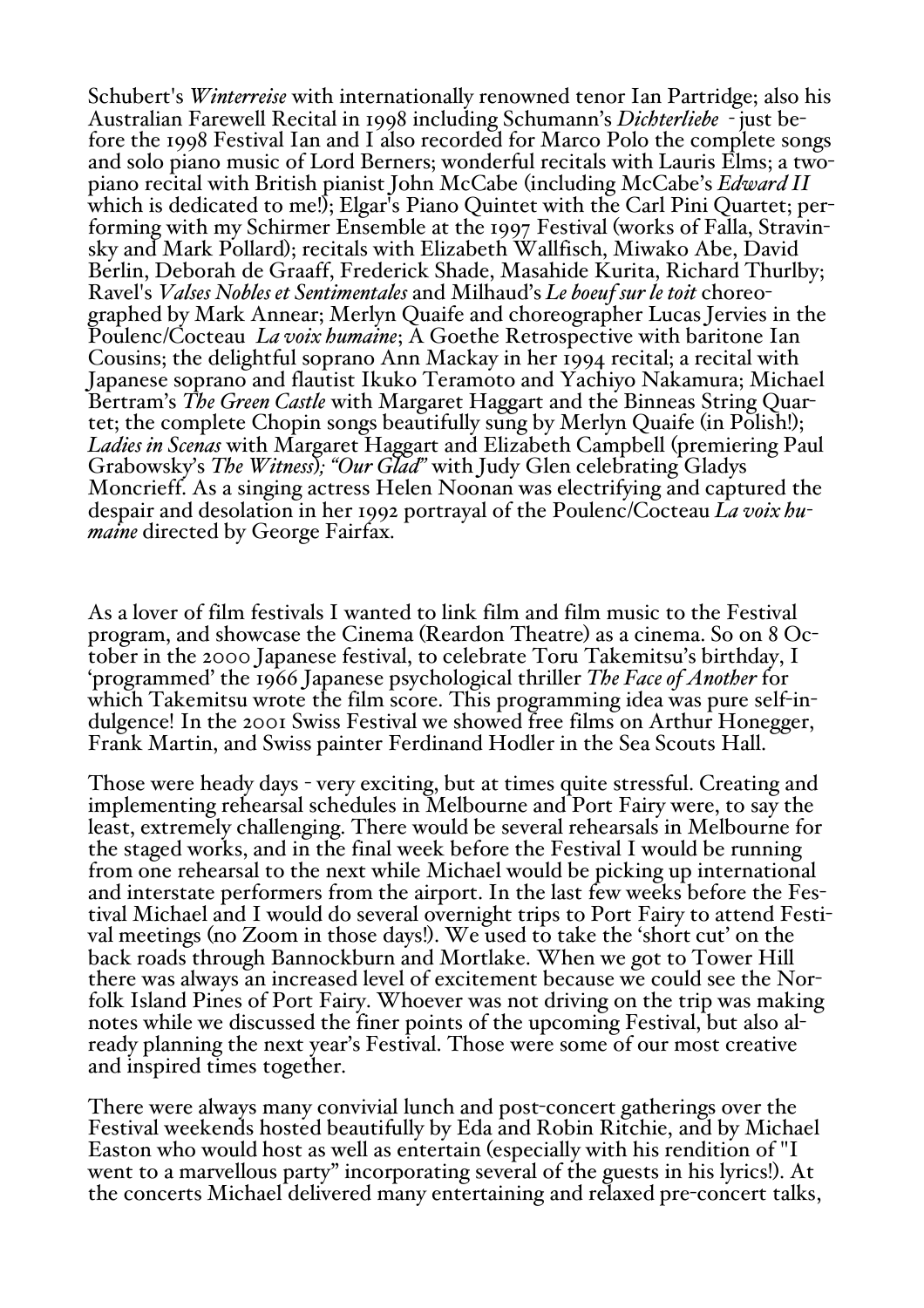Schubert's *Winterreise* with internationally renowned tenor Ian Partridge; also his Australian Farewell Recital in 1998 including Schumann's *Dichterliebe* - just before the 1998 Festival Ian and I also recorded for Marco Polo the complete songs and solo piano music of Lord Berners; wonderful recitals with Lauris Elms; a two-piano recital with British pianist John McCabe (including McCabe's *Edward II* which is dedicated to me!); Elgar's Piano Quintet with the Carl Pini Quartet; performing with my Schirmer Ensemble at the 1997 Festival (works of Falla, Stravinsky and Mark Pollard); recitals with Elizabeth Wallfisch, Miwako Abe, David Berlin, Deborah de Graaff, Frederick Shade, Masahide Kurita, Richard Thurlby; Ravel's *Valses Nobles et Sentimentales* and Milhaud's *Le boeuf sur le toit* choreographed by Mark Annear; Merlyn Quaife and choreographer Lucas Jervies in the Poulenc/Cocteau *La voix humaine*; A Goethe Retrospective with baritone Ian Cousins; the delightful soprano Ann Mackay in her 1994 recital; a recital with Japanese soprano and flautist Ikuko Teramoto and Yachiyo Nakamura; Michael Bertram's *The Green Castle* with Margaret Haggart and the Binneas String Quartet; the complete Chopin songs beautifully sung by Merlyn Quaife (in Polish!); *Ladies in Scenas* with Margaret Haggart and Elizabeth Campbell (premiering Paul Grabowsky's *The Witness*); *"Our Glad"* with Judy Glen celebrating Gladys Moncrieff. As a singing actress Helen Noonan was electrifying and captured the despair and desolation in her 1992 portrayal of the Poulenc/Cocteau *La voix humaine* directed by George Fairfax.

As a lover of film festivals I wanted to link film and film music to the Festival program, and showcase the Cinema (Reardon Theatre) as a cinema. So on 8 October in the 2000 Japanese festival, to celebrate Toru Takemitsu's birthday, I 'programmed' the 1966 Japanese psychological thriller *The Face of Another* for which Takemitsu wrote the film score. This programming idea was pure self-indulgence! In the 2001 Swiss Festival we showed free films on Arthur Honegger, Frank Martin, and Swiss painter Ferdinand Hodler in the Sea Scouts Hall.

Those were heady days - very exciting, but at times quite stressful. Creating and implementing rehearsal schedules in Melbourne and Port Fairy were, to say the least, extremely challenging. There would be several rehearsals in Melbourne for the staged works, and in the final week before the Festival I would be running from one rehearsal to the next while Michael would be picking up international and interstate performers from the airport. In the last few weeks before the Festival Michael and I would do several overnight trips to Port Fairy to attend Festival meetings (no Zoom in those days!). We used to take the 'short cut' on the back roads through Bannockburn and Mortlake. When we got to Tower Hill there was always an increased level of excitement because we could see the Norfolk Island Pines of Port Fairy. Whoever was not driving on the trip was making notes while we discussed the finer points of the upcoming Festival, but also already planning the next year's Festival. Those were some of our most creative and inspired times together.

There were always many convivial lunch and post-concert gatherings over the Festival weekends hosted beautifully by Eda and Robin Ritchie, and by Michael Easton who would host as well as entertain (especially with his rendition of "I went to a marvellous party" incorporating several of the guests in his lyrics!). At the concerts Michael delivered many entertaining and relaxed pre-concert talks,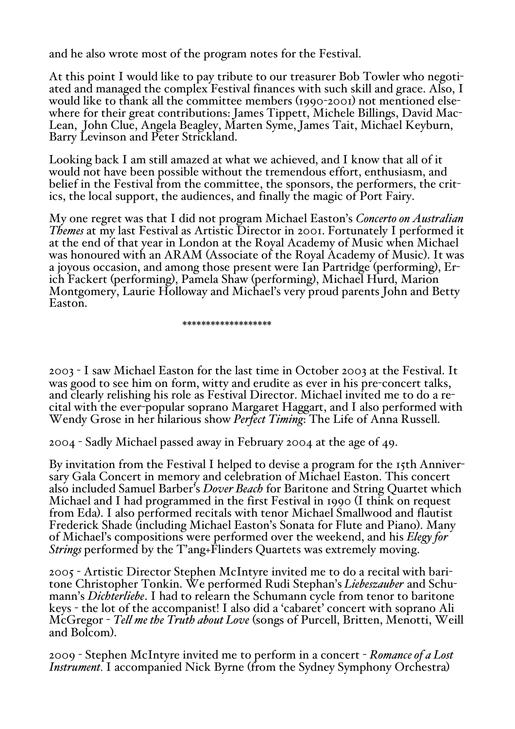and he also wrote most of the program notes for the Festival.

At this point I would like to pay tribute to our treasurer Bob Towler who negotiated and managed the complex Festival finances with such skill and grace. Also, I would like to thank all the committee members (1990-2001) not mentioned elsewhere for their great contributions: James Tippett, Michele Billings, David MacLean, John Clue, Angela Beagley, Marten Syme, James Tait, Michael Keyburn, Barry Levinson and Peter Strickland.

Looking back I am still amazed at what we achieved, and I know that all of it would not have been possible without the tremendous effort, enthusiasm, and belief in the Festival from the committee, the sponsors, the performers, the critics, the local support, the audiences, and finally the magic of Port Fairy.

My one regret was that I did not program Michael Easton's *Concerto on Australian Themes* at my last Festival as Artistic Director in 2001. Fortunately I performed it at the end of that year in London at the Royal Academy of Music when Michael was honoured with an ARAM (Associate of the Royal Academy of Music). It was a joyous occasion, and among those present were Ian Partridge (performing), Erich Fackert (performing), Pamela Shaw (performing), Michael Hurd, Marion Montgomery, Laurie Holloway and Michael's very proud parents John and Betty Easton.

******************

2003 - I saw Michael Easton for the last time in October 2003 at the Festival. It was good to see him on form, witty and erudite as ever in his pre-concert talks, and clearly relishing his role as Festival Director. Michael invited me to do a recital with the ever-popular soprano Margaret Haggart, and I also performed with Wendy Grose in her hilarious show *Perfect Timing*: The Life of Anna Russell.

2004 - Sadly Michael passed away in February 2004 at the age of 49.

By invitation from the Festival I helped to devise a program for the 15th Anniversary Gala Concert in memory and celebration of Michael Easton. This concert also included Samuel Barber's *Dover Beach* for Baritone and String Quartet which Michael and I had programmed in the first Festival in 1990 (I think on request from Eda). I also performed recitals with tenor Michael Smallwood and flautist Frederick Shade (including Michael Easton's Sonata for Flute and Piano). Many of Michael's compositions were performed over the weekend, and his *Elegy for Strings* performed by the T'ang+Flinders Quartets was extremely moving.

2005 - Artistic Director Stephen McIntyre invited me to do a recital with baritone Christopher Tonkin. We performed Rudi Stephan's *Liebeszauber* and Schumann's *Dichterliebe*. I had to relearn the Schumann cycle from tenor to baritone keys - the lot of the accompanist! I also did a 'cabaret' concert with soprano Ali McGregor - *Tell me the Truth about Love* (songs of Purcell, Britten, Menotti, Weill and Bolcom).

2009 - Stephen McIntyre invited me to perform in a concert - *Romance of a Lost Instrument*. I accompanied Nick Byrne (from the Sydney Symphony Orchestra)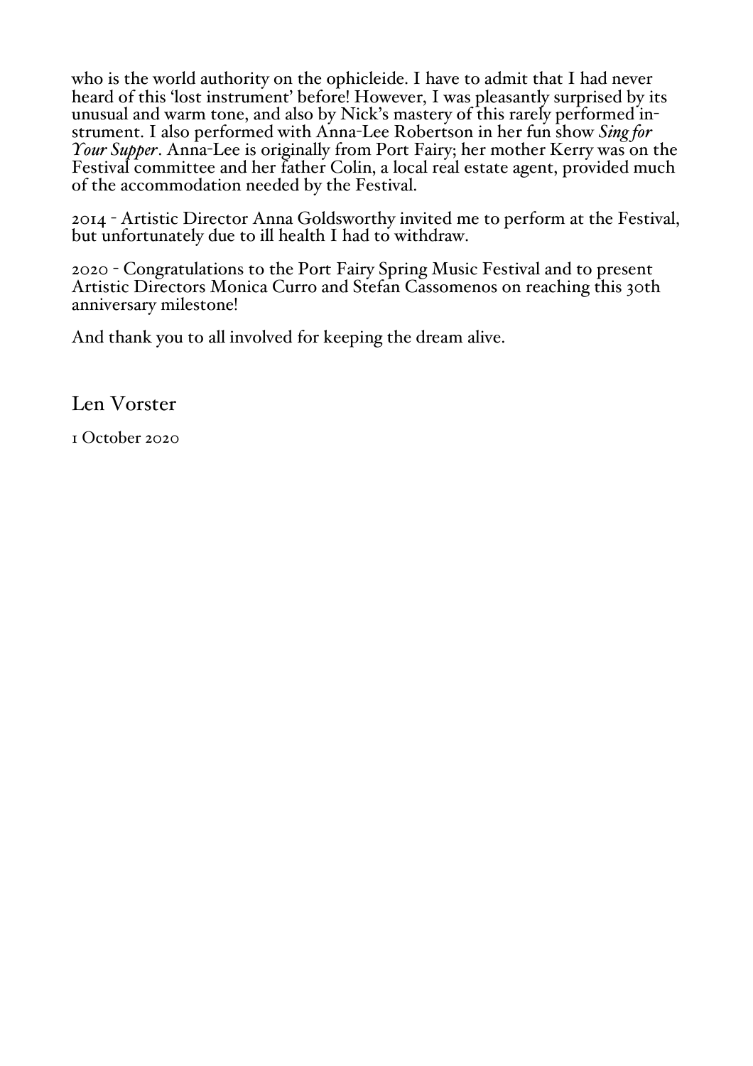who is the world authority on the ophicleide. I have to admit that I had never heard of this 'lost instrument' before! However, I was pleasantly surprised by its unusual and warm tone, and also by Nick's mastery of this rarely performed instrument. I also performed with Anna-Lee Robertson in her fun show *Sing for Your Supper*. Anna-Lee is originally from Port Fairy; her mother Kerry was on the Festival committee and her father Colin, a local real estate agent, provided much of the accommodation needed by the Festival.

2014 - Artistic Director Anna Goldsworthy invited me to perform at the Festival, but unfortunately due to ill health I had to withdraw.

2020 - Congratulations to the Port Fairy Spring Music Festival and to present Artistic Directors Monica Curro and Stefan Cassomenos on reaching this 30th anniversary milestone!

And thank you to all involved for keeping the dream alive.

Len Vorster

1 October 2020